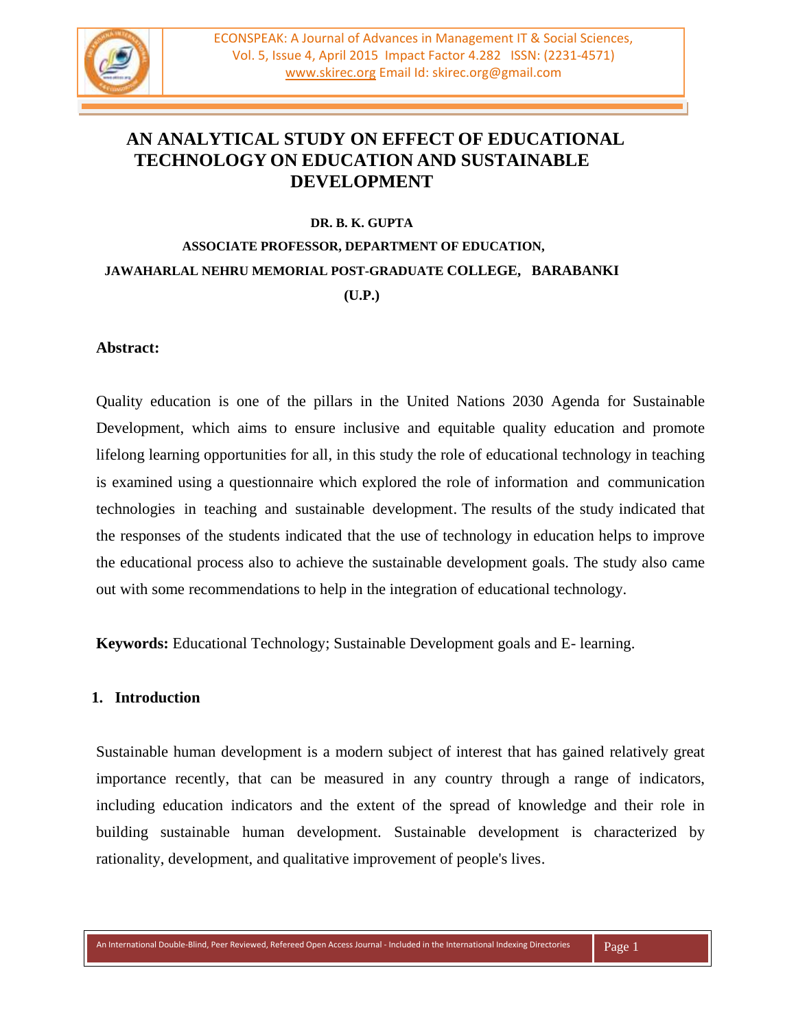# AN ANALYTICAL STUDY ON EFFECT OF EDUCATIONAL TECHNOLOGY ON EDUCATION AND SUSTAINABLE DEVELOPMENT

**DR. B. K. GUPTA**

**ASSOCIATE PROFESSOR, DEPARTMENT OF EDUCATION,**

**JAWAHARLAL NEHRU MEMORIAL POST-GRADUATE COLLEGE, BARABANKI (U.P.)**

**Abstract:**

Quality education is one of the pillars in the United Nations 2030 Agenda for Sustainable Development, which aims to ensure inclusive and equitable quality education and promote lifelong learning opportunities for all, in this study the role of educational technology in teaching is examined using a questionnaire which explored the role of information and communication technologies in teaching and sustainable development. The results of the study indicated that the responses of the students indicated that the use of technology in education helps to improve the educational process also to achieve the sustainable development goals. The study also came out with some recommendations to help in the integration of educational technology.

**Keywords:** Educational Technology; Sustainable Development goals and E- learning.

## 1. Introduction

Sustainable human development is a modern subject of interest that has gained relatively great importance recently, that can be measured in any country through a range of indicators, including education indicators and the extent of the spread of knowledge and their role in building sustainable human development. Sustainable development is characterized by rationality, development, and qualitative improvement of people's lives.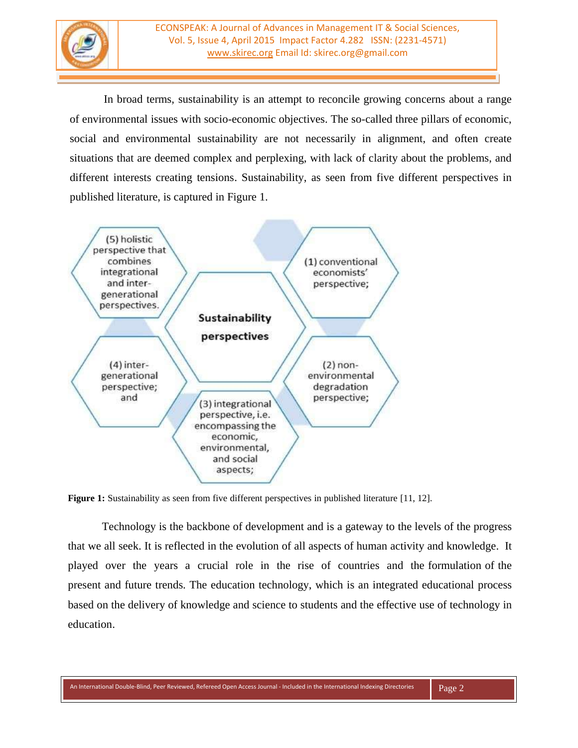In broad terms, sustainability is an attempt to reconcile growing concerns about a range of environmental issues with socio-economic objectives. The so-called three pillars of economic, social and environmental sustainability are not necessarily in alignment, and often create situations that are deemed complex and perplexing, with lack of clarity about the problems, and different interests creating tensions. Sustainability, as seen from five different perspectives in published literature, is captured in Figure 1.

**Sustainability perspectives**

(1) conventional economists' perspective;

(2) non-environmental degradation perspective;

(3) integrational perspective, i.e. encompassing the economic, environmental, and social aspects;

(4) inter-generational perspective; and

(5) holistic perspective that combines integrational and inter-generational perspectives.

**Figure 1:** Sustainability as seen from five different perspectives in published literature [11, 12].

Technology is the backbone of development and is a gateway to the levels of the progress that we all seek. It is reflected in the evolution of all aspects of human activity and knowledge. It played over the years a crucial role in the rise of countries and the formulation of the present and future trends. The education technology, which is an integrated educational process based on the delivery of knowledge and science to students and the effective use of technology in education.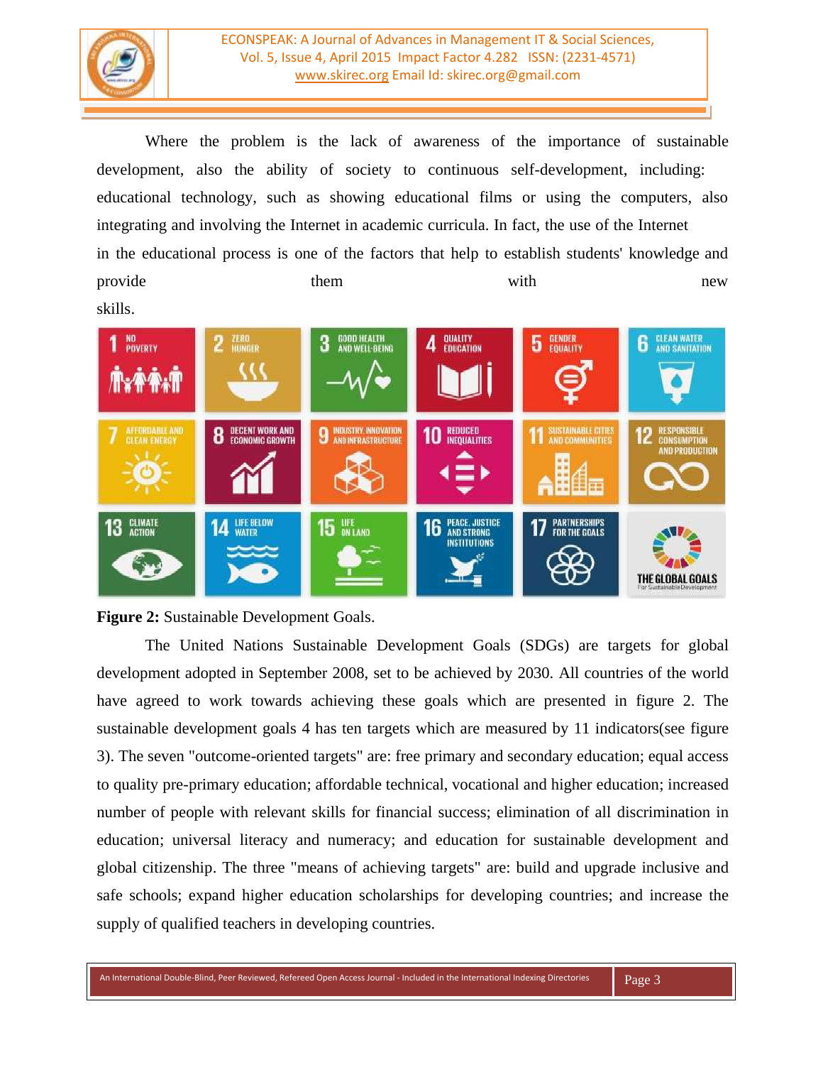Where the problem is the lack of awareness of the importance of sustainable development, also the ability of society to continuous self-development, including: educational technology, such as showing educational films or using the computers, also integrating and involving the Internet in academic curricula. In fact, the use of the Internet in the educational process is one of the factors that help to establish students' knowledge and provide them with new skills.

**Figure 2:** Sustainable Development Goals.

The United Nations Sustainable Development Goals (SDGs) are targets for global development adopted in September 2008, set to be achieved by 2030. All countries of the world have agreed to work towards achieving these goals which are presented in figure 2. The sustainable development goals 4 has ten targets which are measured by 11 indicators(see figure 3). The seven "outcome-oriented targets" are: free primary and secondary education; equal access to quality pre-primary education; affordable technical, vocational and higher education; increased number of people with relevant skills for financial success; elimination of all discrimination in education; universal literacy and numeracy; and education for sustainable development and global citizenship. The three "means of achieving targets" are: build and upgrade inclusive and safe schools; expand higher education scholarships for developing countries; and increase the supply of qualified teachers in developing countries.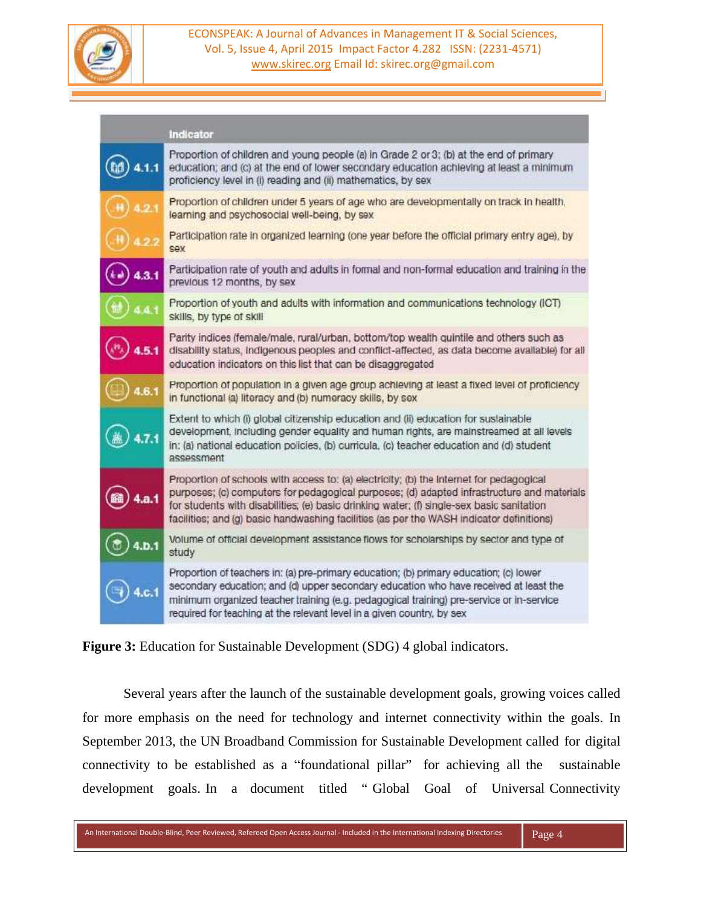| | Indicator |
|---|---|
| 4.1.1 | Proportion of children and young people (a) in Grade 2 or 3; (b) at the end of primary education; and (c) at the end of lower secondary education achieving at least a minimum proficiency level in (i) reading and (ii) mathematics, by sex |
| 4.2.1 | Proportion of children under 5 years of age who are developmentally on track in health, learning and psychosocial well-being, by sex |
| 4.2.2 | Participation rate in organized learning (one year before the official primary entry age), by sex |
| 4.3.1 | Participation rate of youth and adults in formal and non-formal education and training in the previous 12 months, by sex |
| 4.4.1 | Proportion of youth and adults with information and communications technology (ICT) skills, by type of skill |
| 4.5.1 | Parity indices (female/male, rural/urban, bottom/top wealth quintile and others such as disability status, indigenous peoples and conflict-affected, as data become available) for all education indicators on this list that can be disaggregated |
| 4.6.1 | Proportion of population in a given age group achieving at least a fixed level of proficiency in functional (a) literacy and (b) numeracy skills, by sex |
| 4.7.1 | Extent to which (i) global citizenship education and (ii) education for sustainable development, including gender equality and human rights, are mainstreamed at all levels in: (a) national education policies, (b) curricula, (c) teacher education and (d) student assessment |
| 4.a.1 | Proportion of schools with access to: (a) electricity; (b) the Internet for pedagogical purposes; (c) computers for pedagogical purposes; (d) adapted infrastructure and materials for students with disabilities; (e) basic drinking water; (f) single-sex basic sanitation facilities; and (g) basic handwashing facilities (as per the WASH indicator definitions) |
| 4.b.1 | Volume of official development assistance flows for scholarships by sector and type of study |
| 4.c.1 | Proportion of teachers in: (a) pre-primary education; (b) primary education; (c) lower secondary education; and (d) upper secondary education who have received at least the minimum organized teacher training (e.g. pedagogical training) pre-service or in-service required for teaching at the relevant level in a given country, by sex |

**Figure 3:** Education for Sustainable Development (SDG) 4 global indicators.

Several years after the launch of the sustainable development goals, growing voices called for more emphasis on the need for technology and internet connectivity within the goals. In September 2013, the UN Broadband Commission for Sustainable Development called for digital connectivity to be established as a "foundational pillar" for achieving all the sustainable development goals. In a document titled " Global Goal of Universal Connectivity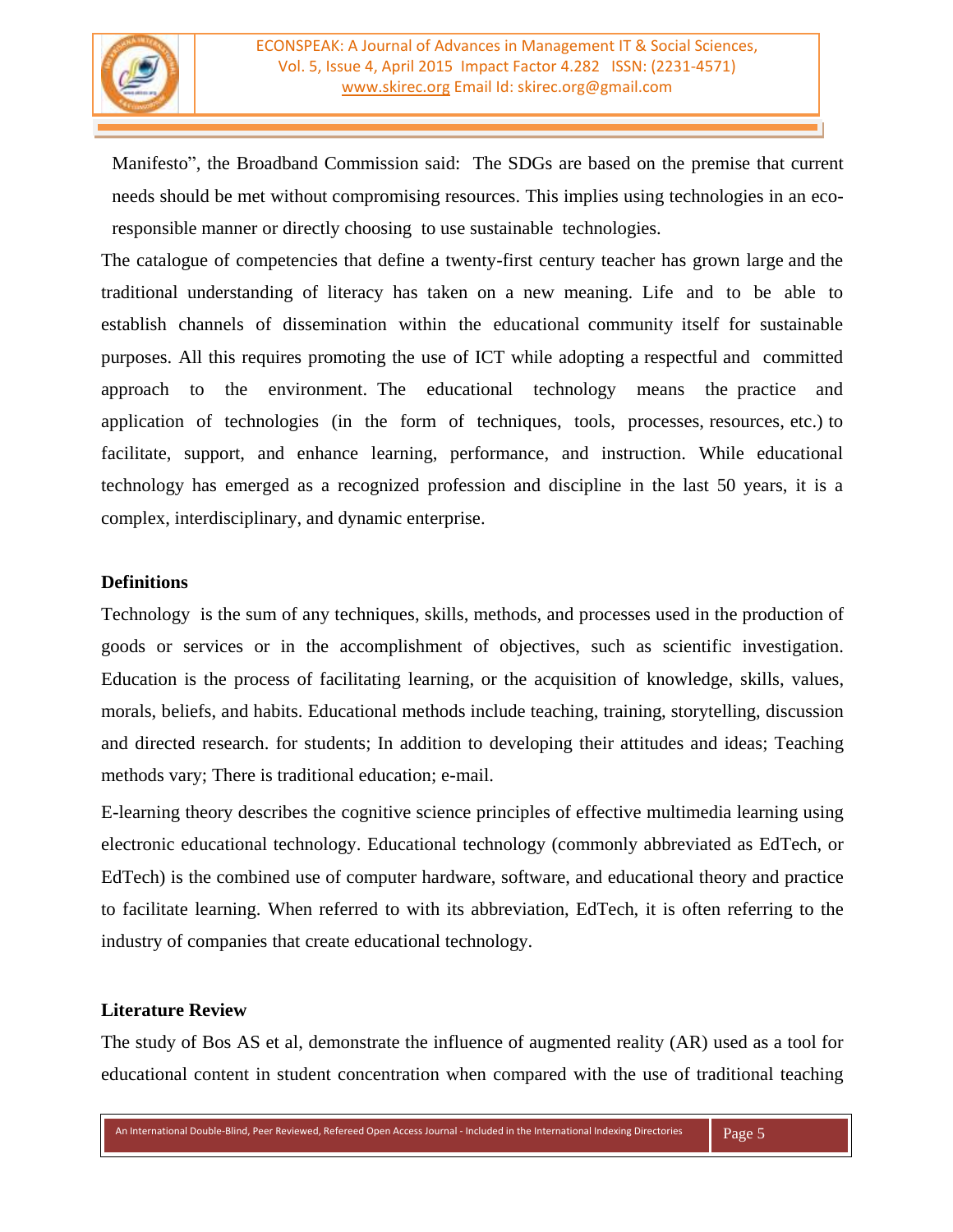Manifesto", the Broadband Commission said: The SDGs are based on the premise that current needs should be met without compromising resources. This implies using technologies in an eco-responsible manner or directly choosing to use sustainable technologies.

The catalogue of competencies that define a twenty-first century teacher has grown large and the traditional understanding of literacy has taken on a new meaning. Life and to be able to establish channels of dissemination within the educational community itself for sustainable purposes. All this requires promoting the use of ICT while adopting a respectful and committed approach to the environment. The educational technology means the practice and application of technologies (in the form of techniques, tools, processes, resources, etc.) to facilitate, support, and enhance learning, performance, and instruction. While educational technology has emerged as a recognized profession and discipline in the last 50 years, it is a complex, interdisciplinary, and dynamic enterprise.

**Definitions**

Technology is the sum of any techniques, skills, methods, and processes used in the production of goods or services or in the accomplishment of objectives, such as scientific investigation. Education is the process of facilitating learning, or the acquisition of knowledge, skills, values, morals, beliefs, and habits. Educational methods include teaching, training, storytelling, discussion and directed research. for students; In addition to developing their attitudes and ideas; Teaching methods vary; There is traditional education; e-mail.

E-learning theory describes the cognitive science principles of effective multimedia learning using electronic educational technology. Educational technology (commonly abbreviated as EdTech, or EdTech) is the combined use of computer hardware, software, and educational theory and practice to facilitate learning. When referred to with its abbreviation, EdTech, it is often referring to the industry of companies that create educational technology.

**Literature Review**

The study of Bos AS et al, demonstrate the influence of augmented reality (AR) used as a tool for educational content in student concentration when compared with the use of traditional teaching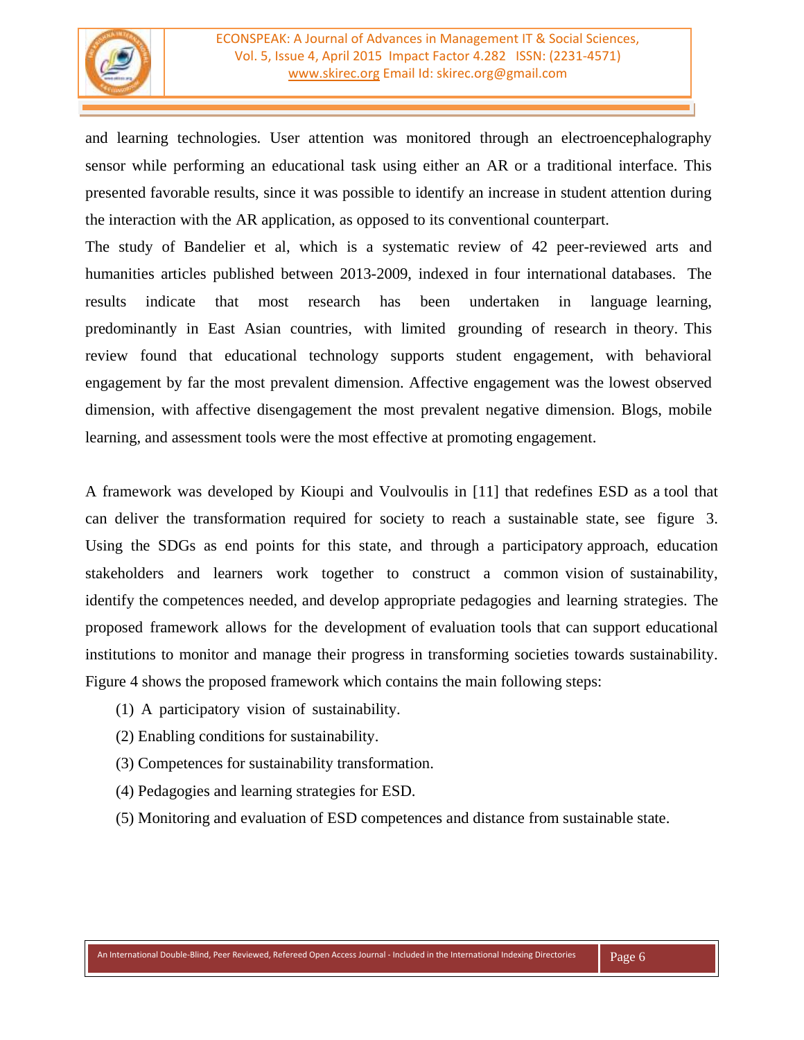and learning technologies. User attention was monitored through an electroencephalography sensor while performing an educational task using either an AR or a traditional interface. This presented favorable results, since it was possible to identify an increase in student attention during the interaction with the AR application, as opposed to its conventional counterpart.

The study of Bandelier et al, which is a systematic review of 42 peer-reviewed arts and humanities articles published between 2013-2009, indexed in four international databases. The results indicate that most research has been undertaken in language learning, predominantly in East Asian countries, with limited grounding of research in theory. This review found that educational technology supports student engagement, with behavioral engagement by far the most prevalent dimension. Affective engagement was the lowest observed dimension, with affective disengagement the most prevalent negative dimension. Blogs, mobile learning, and assessment tools were the most effective at promoting engagement.

A framework was developed by Kioupi and Voulvoulis in [11] that redefines ESD as a tool that can deliver the transformation required for society to reach a sustainable state, see figure 3. Using the SDGs as end points for this state, and through a participatory approach, education stakeholders and learners work together to construct a common vision of sustainability, identify the competences needed, and develop appropriate pedagogies and learning strategies. The proposed framework allows for the development of evaluation tools that can support educational institutions to monitor and manage their progress in transforming societies towards sustainability. Figure 4 shows the proposed framework which contains the main following steps:

(1) A participatory vision of sustainability.

(2) Enabling conditions for sustainability.

(3) Competences for sustainability transformation.

(4) Pedagogies and learning strategies for ESD.

(5) Monitoring and evaluation of ESD competences and distance from sustainable state.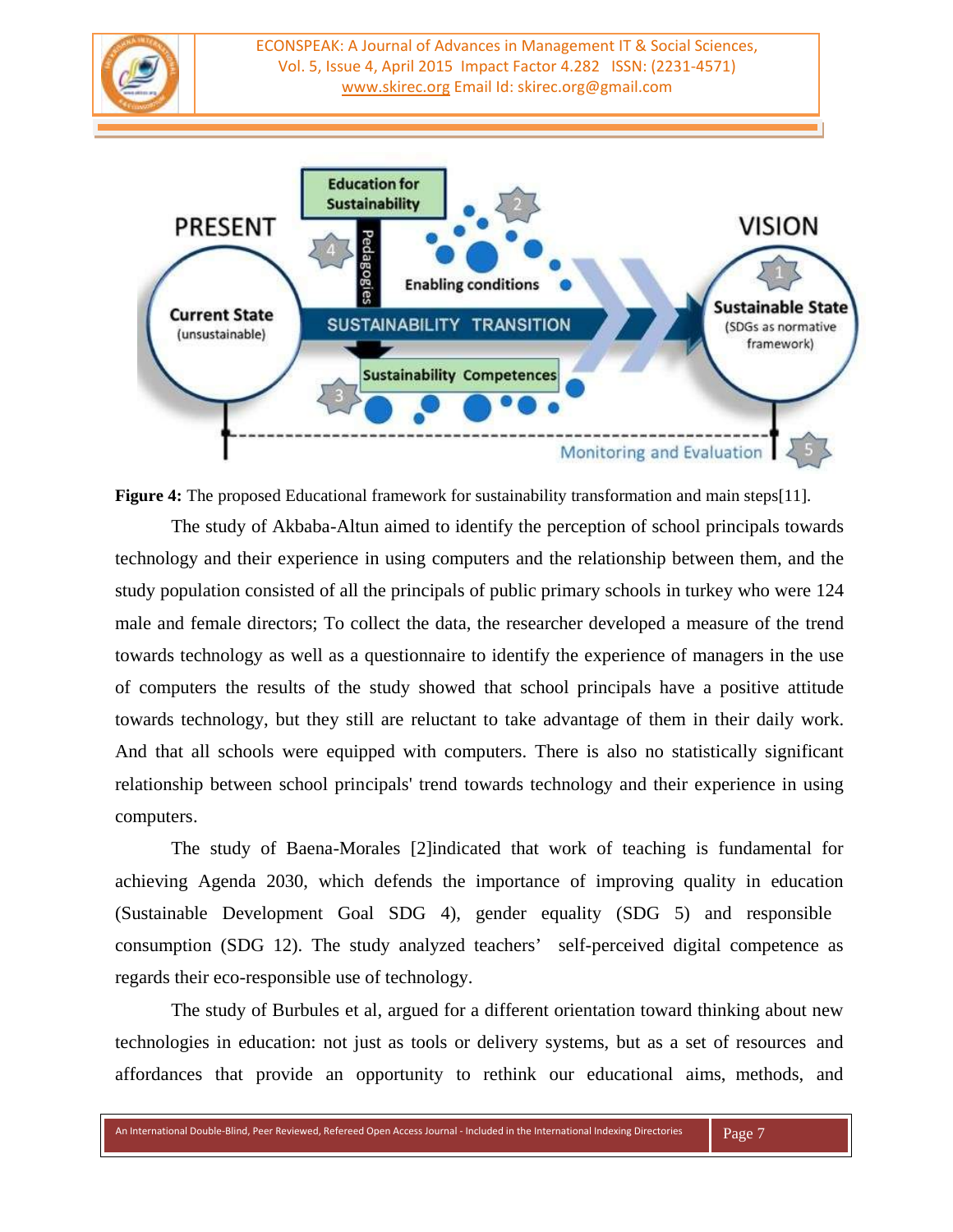**Figure 4:** The proposed Educational framework for sustainability transformation and main steps[11].

The study of Akbaba-Altun aimed to identify the perception of school principals towards technology and their experience in using computers and the relationship between them, and the study population consisted of all the principals of public primary schools in turkey who were 124 male and female directors; To collect the data, the researcher developed a measure of the trend towards technology as well as a questionnaire to identify the experience of managers in the use of computers the results of the study showed that school principals have a positive attitude towards technology, but they still are reluctant to take advantage of them in their daily work. And that all schools were equipped with computers. There is also no statistically significant relationship between school principals' trend towards technology and their experience in using computers.

The study of Baena-Morales [2]indicated that work of teaching is fundamental for achieving Agenda 2030, which defends the importance of improving quality in education (Sustainable Development Goal SDG 4), gender equality (SDG 5) and responsible consumption (SDG 12). The study analyzed teachers' self-perceived digital competence as regards their eco-responsible use of technology.

The study of Burbules et al, argued for a different orientation toward thinking about new technologies in education: not just as tools or delivery systems, but as a set of resources and affordances that provide an opportunity to rethink our educational aims, methods, and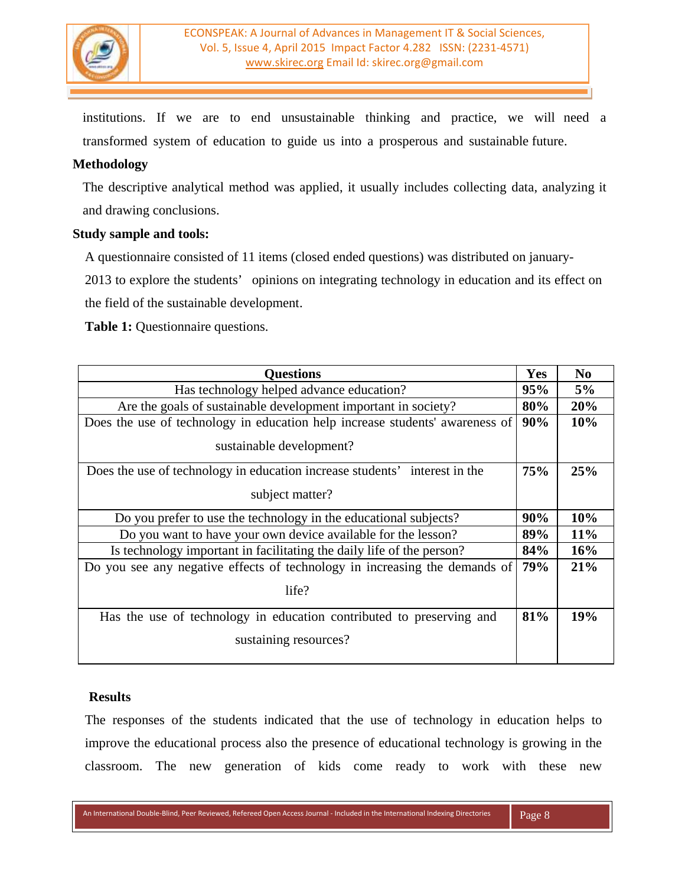institutions. If we are to end unsustainable thinking and practice, we will need a transformed system of education to guide us into a prosperous and sustainable future.

**Methodology**

The descriptive analytical method was applied, it usually includes collecting data, analyzing it and drawing conclusions.

**Study sample and tools:**

A questionnaire consisted of 11 items (closed ended questions) was distributed on january-2013 to explore the students' opinions on integrating technology in education and its effect on the field of the sustainable development.

**Table 1:** Questionnaire questions.

| Questions | Yes | No |
|---|---|---|
| Has technology helped advance education? | **95%** | **5%** |
| Are the goals of sustainable development important in society? | **80%** | **20%** |
| Does the use of technology in education help increase students' awareness of sustainable development? | **90%** | **10%** |
| Does the use of technology in education increase students' interest in the subject matter? | **75%** | **25%** |
| Do you prefer to use the technology in the educational subjects? | **90%** | **10%** |
| Do you want to have your own device available for the lesson? | **89%** | **11%** |
| Is technology important in facilitating the daily life of the person? | **84%** | **16%** |
| Do you see any negative effects of technology in increasing the demands of life? | **79%** | **21%** |
| Has the use of technology in education contributed to preserving and sustaining resources? | **81%** | **19%** |

**Results**

The responses of the students indicated that the use of technology in education helps to improve the educational process also the presence of educational technology is growing in the classroom. The new generation of kids come ready to work with these new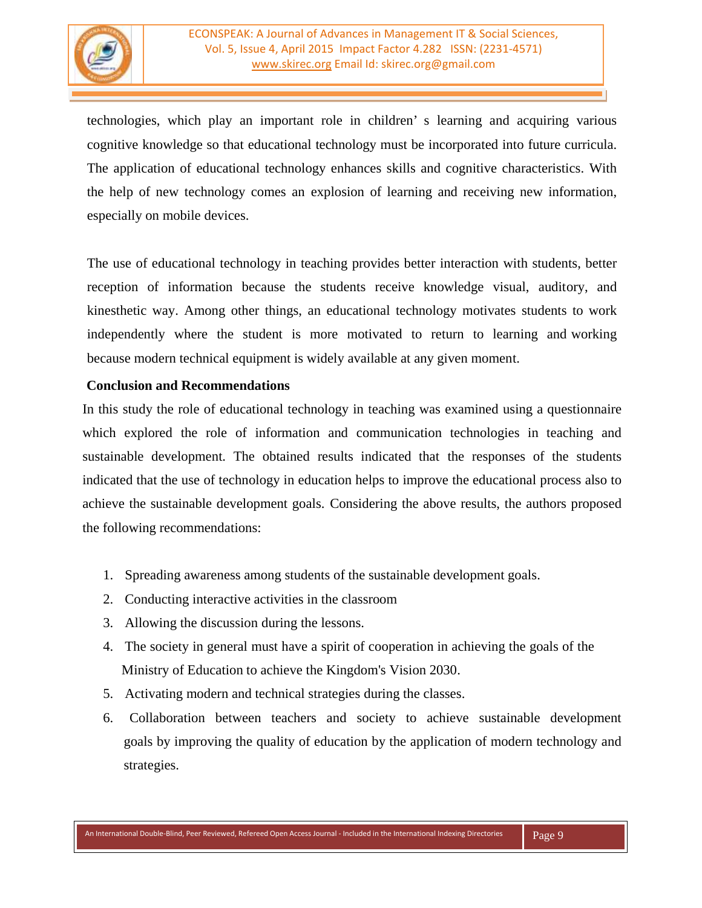technologies, which play an important role in children' s learning and acquiring various cognitive knowledge so that educational technology must be incorporated into future curricula. The application of educational technology enhances skills and cognitive characteristics. With the help of new technology comes an explosion of learning and receiving new information, especially on mobile devices.

The use of educational technology in teaching provides better interaction with students, better reception of information because the students receive knowledge visual, auditory, and kinesthetic way. Among other things, an educational technology motivates students to work independently where the student is more motivated to return to learning and working because modern technical equipment is widely available at any given moment.

**Conclusion and Recommendations**

In this study the role of educational technology in teaching was examined using a questionnaire which explored the role of information and communication technologies in teaching and sustainable development. The obtained results indicated that the responses of the students indicated that the use of technology in education helps to improve the educational process also to achieve the sustainable development goals. Considering the above results, the authors proposed the following recommendations:

1. Spreading awareness among students of the sustainable development goals.
2. Conducting interactive activities in the classroom
3. Allowing the discussion during the lessons.
4. The society in general must have a spirit of cooperation in achieving the goals of the Ministry of Education to achieve the Kingdom's Vision 2030.
5. Activating modern and technical strategies during the classes.
6. Collaboration between teachers and society to achieve sustainable development goals by improving the quality of education by the application of modern technology and strategies.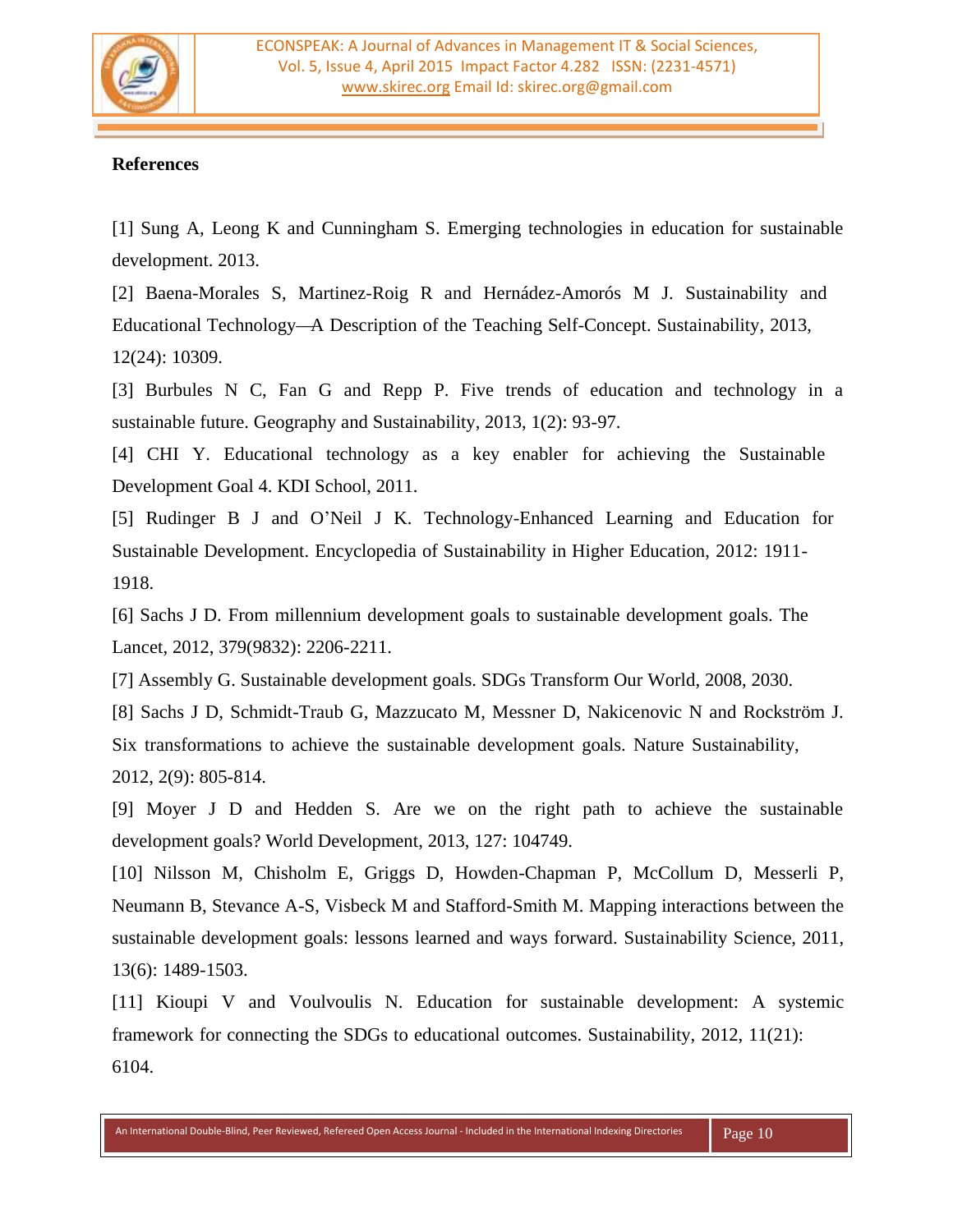**References**

[1] Sung A, Leong K and Cunningham S. Emerging technologies in education for sustainable development. 2013.

[2] Baena-Morales S, Martinez-Roig R and Hernádez-Amorós M J. Sustainability and Educational Technology—A Description of the Teaching Self-Concept. Sustainability, 2013, 12(24): 10309.

[3] Burbules N C, Fan G and Repp P. Five trends of education and technology in a sustainable future. Geography and Sustainability, 2013, 1(2): 93-97.

[4] CHI Y. Educational technology as a key enabler for achieving the Sustainable Development Goal 4. KDI School, 2011.

[5] Rudinger B J and O'Neil J K. Technology-Enhanced Learning and Education for Sustainable Development. Encyclopedia of Sustainability in Higher Education, 2012: 1911-1918.

[6] Sachs J D. From millennium development goals to sustainable development goals. The Lancet, 2012, 379(9832): 2206-2211.

[7] Assembly G. Sustainable development goals. SDGs Transform Our World, 2008, 2030.

[8] Sachs J D, Schmidt-Traub G, Mazzucato M, Messner D, Nakicenovic N and Rockström J. Six transformations to achieve the sustainable development goals. Nature Sustainability, 2012, 2(9): 805-814.

[9] Moyer J D and Hedden S. Are we on the right path to achieve the sustainable development goals? World Development, 2013, 127: 104749.

[10] Nilsson M, Chisholm E, Griggs D, Howden-Chapman P, McCollum D, Messerli P, Neumann B, Stevance A-S, Visbeck M and Stafford-Smith M. Mapping interactions between the sustainable development goals: lessons learned and ways forward. Sustainability Science, 2011, 13(6): 1489-1503.

[11] Kioupi V and Voulvoulis N. Education for sustainable development: A systemic framework for connecting the SDGs to educational outcomes. Sustainability, 2012, 11(21): 6104.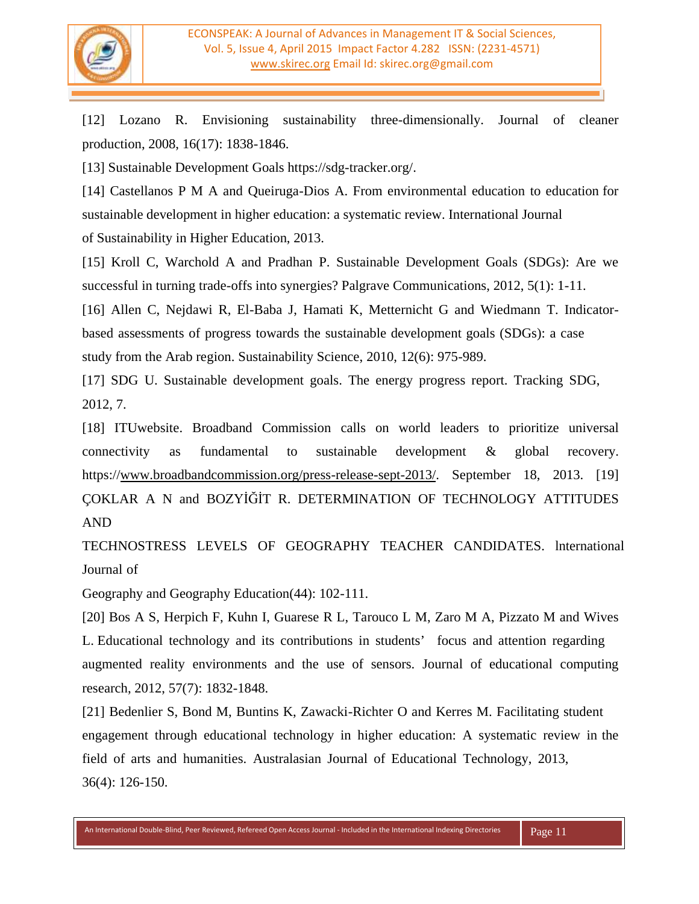[12] Lozano R. Envisioning sustainability three-dimensionally. Journal of cleaner production, 2008, 16(17): 1838-1846.

[13] Sustainable Development Goals https://sdg-tracker.org/.

[14] Castellanos P M A and Queiruga-Dios A. From environmental education to education for sustainable development in higher education: a systematic review. International Journal of Sustainability in Higher Education, 2013.

[15] Kroll C, Warchold A and Pradhan P. Sustainable Development Goals (SDGs): Are we successful in turning trade-offs into synergies? Palgrave Communications, 2012, 5(1): 1-11.

[16] Allen C, Nejdawi R, El-Baba J, Hamati K, Metternicht G and Wiedmann T. Indicator-based assessments of progress towards the sustainable development goals (SDGs): a case study from the Arab region. Sustainability Science, 2010, 12(6): 975-989.

[17] SDG U. Sustainable development goals. The energy progress report. Tracking SDG, 2012, 7.

[18] ITUwebsite. Broadband Commission calls on world leaders to prioritize universal connectivity as fundamental to sustainable development & global recovery. https://www.broadbandcommission.org/press-release-sept-2013/. September 18, 2013.

[19] ÇOKLAR A N and BOZYİĞİT R. DETERMINATION OF TECHNOLOGY ATTITUDES AND TECHNOSTRESS LEVELS OF GEOGRAPHY TEACHER CANDIDATES. lnternational Journal of Geography and Geography Education(44): 102-111.

[20] Bos A S, Herpich F, Kuhn I, Guarese R L, Tarouco L M, Zaro M A, Pizzato M and Wives L. Educational technology and its contributions in students' focus and attention regarding augmented reality environments and the use of sensors. Journal of educational computing research, 2012, 57(7): 1832-1848.

[21] Bedenlier S, Bond M, Buntins K, Zawacki-Richter O and Kerres M. Facilitating student engagement through educational technology in higher education: A systematic review in the field of arts and humanities. Australasian Journal of Educational Technology, 2013, 36(4): 126-150.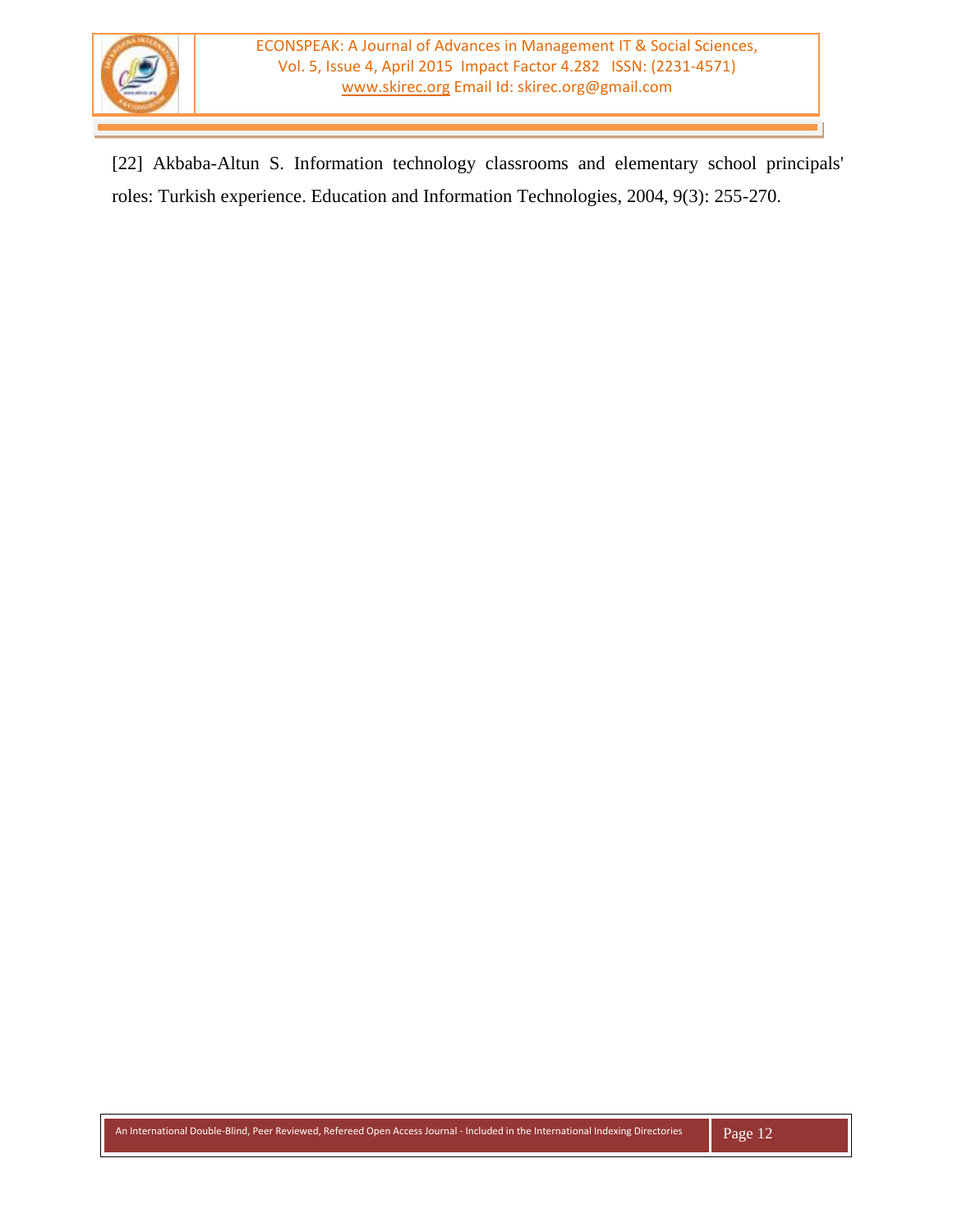[22] Akbaba-Altun S. Information technology classrooms and elementary school principals' roles: Turkish experience. Education and Information Technologies, 2004, 9(3): 255-270.